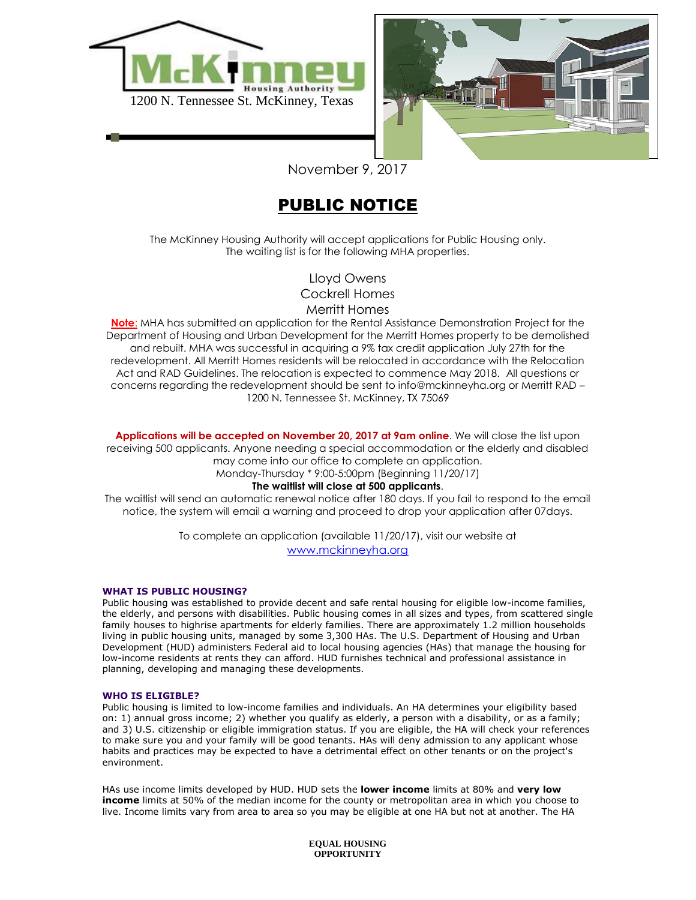McKinney Housing Authority

1200 N. Tennessee St. McKinney, Texas

November 9, 2017

# PUBLIC NOTICE

The McKinney Housing Authority will accept applications for Public Housing only.
The waiting list is for the following MHA properties.

Lloyd Owens
Cockrell Homes
Merritt Homes

**Note**: MHA has submitted an application for the Rental Assistance Demonstration Project for the Department of Housing and Urban Development for the Merritt Homes property to be demolished and rebuilt. MHA was successful in acquiring a 9% tax credit application July 27th for the redevelopment. All Merritt Homes residents will be relocated in accordance with the Relocation Act and RAD Guidelines. The relocation is expected to commence May 2018. All questions or concerns regarding the redevelopment should be sent to info@mckinneyha.org or Merritt RAD – 1200 N. Tennessee St. McKinney, TX 75069

**Applications will be accepted on November 20, 2017 at 9am online**. We will close the list upon receiving 500 applicants. Anyone needing a special accommodation or the elderly and disabled may come into our office to complete an application.
Monday-Thursday * 9:00-5:00pm (Beginning 11/20/17)

**The waitlist will close at 500 applicants**.

The waitlist will send an automatic renewal notice after 180 days. If you fail to respond to the email notice, the system will email a warning and proceed to drop your application after 07days.

To complete an application (available 11/20/17), visit our website at
www.mckinneyha.org

### WHAT IS PUBLIC HOUSING?

Public housing was established to provide decent and safe rental housing for eligible low-income families, the elderly, and persons with disabilities. Public housing comes in all sizes and types, from scattered single family houses to highrise apartments for elderly families. There are approximately 1.2 million households living in public housing units, managed by some 3,300 HAs. The U.S. Department of Housing and Urban Development (HUD) administers Federal aid to local housing agencies (HAs) that manage the housing for low-income residents at rents they can afford. HUD furnishes technical and professional assistance in planning, developing and managing these developments.

### WHO IS ELIGIBLE?

Public housing is limited to low-income families and individuals. An HA determines your eligibility based on: 1) annual gross income; 2) whether you qualify as elderly, a person with a disability, or as a family; and 3) U.S. citizenship or eligible immigration status. If you are eligible, the HA will check your references to make sure you and your family will be good tenants. HAs will deny admission to any applicant whose habits and practices may be expected to have a detrimental effect on other tenants or on the project's environment.

HAs use income limits developed by HUD. HUD sets the **lower income** limits at 80% and **very low income** limits at 50% of the median income for the county or metropolitan area in which you choose to live. Income limits vary from area to area so you may be eligible at one HA but not at another. The HA

**EQUAL HOUSING OPPORTUNITY**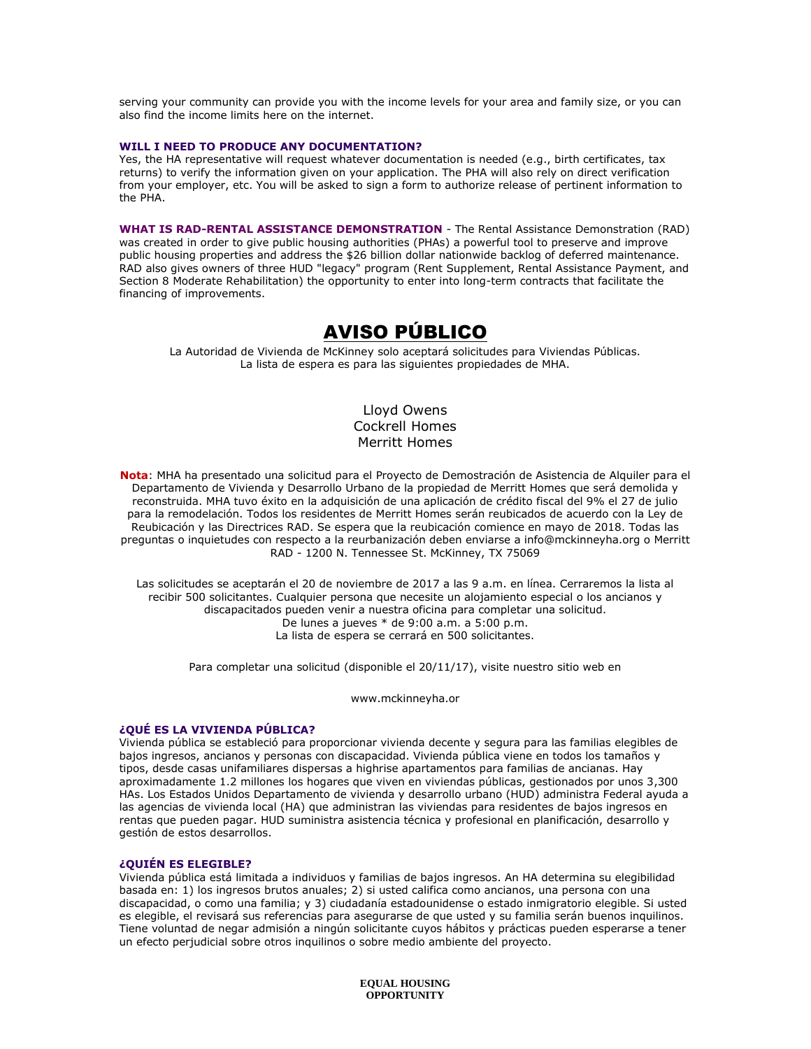serving your community can provide you with the income levels for your area and family size, or you can also find the income limits here on the internet.

**WILL I NEED TO PRODUCE ANY DOCUMENTATION?**
Yes, the HA representative will request whatever documentation is needed (e.g., birth certificates, tax returns) to verify the information given on your application. The PHA will also rely on direct verification from your employer, etc. You will be asked to sign a form to authorize release of pertinent information to the PHA.

**WHAT IS RAD-RENTAL ASSISTANCE DEMONSTRATION** - The Rental Assistance Demonstration (RAD) was created in order to give public housing authorities (PHAs) a powerful tool to preserve and improve public housing properties and address the $26 billion dollar nationwide backlog of deferred maintenance. RAD also gives owners of three HUD "legacy" program (Rent Supplement, Rental Assistance Payment, and Section 8 Moderate Rehabilitation) the opportunity to enter into long-term contracts that facilitate the financing of improvements.

# AVISO PÚBLICO

La Autoridad de Vivienda de McKinney solo aceptará solicitudes para Viviendas Públicas.
La lista de espera es para las siguientes propiedades de MHA.

Lloyd Owens
Cockrell Homes
Merritt Homes

**Nota**: MHA ha presentado una solicitud para el Proyecto de Demostración de Asistencia de Alquiler para el Departamento de Vivienda y Desarrollo Urbano de la propiedad de Merritt Homes que será demolida y reconstruida. MHA tuvo éxito en la adquisición de una aplicación de crédito fiscal del 9% el 27 de julio para la remodelación. Todos los residentes de Merritt Homes serán reubicados de acuerdo con la Ley de Reubicación y las Directrices RAD. Se espera que la reubicación comience en mayo de 2018. Todas las preguntas o inquietudes con respecto a la reurbanización deben enviarse a info@mckinneyha.org o Merritt RAD - 1200 N. Tennessee St. McKinney, TX 75069

Las solicitudes se aceptarán el 20 de noviembre de 2017 a las 9 a.m. en línea. Cerraremos la lista al recibir 500 solicitantes. Cualquier persona que necesite un alojamiento especial o los ancianos y discapacitados pueden venir a nuestra oficina para completar una solicitud.
De lunes a jueves * de 9:00 a.m. a 5:00 p.m.
La lista de espera se cerrará en 500 solicitantes.

Para completar una solicitud (disponible el 20/11/17), visite nuestro sitio web en

www.mckinneyha.or

**¿QUÉ ES LA VIVIENDA PÚBLICA?**
Vivienda pública se estableció para proporcionar vivienda decente y segura para las familias elegibles de bajos ingresos, ancianos y personas con discapacidad. Vivienda pública viene en todos los tamaños y tipos, desde casas unifamiliares dispersas a highrise apartamentos para familias de ancianas. Hay aproximadamente 1.2 millones los hogares que viven en viviendas públicas, gestionados por unos 3,300 HAs. Los Estados Unidos Departamento de vivienda y desarrollo urbano (HUD) administra Federal ayuda a las agencias de vivienda local (HA) que administran las viviendas para residentes de bajos ingresos en rentas que pueden pagar. HUD suministra asistencia técnica y profesional en planificación, desarrollo y gestión de estos desarrollos.

**¿QUIÉN ES ELEGIBLE?**
Vivienda pública está limitada a individuos y familias de bajos ingresos. An HA determina su elegibilidad basada en: 1) los ingresos brutos anuales; 2) si usted califica como ancianos, una persona con una discapacidad, o como una familia; y 3) ciudadanía estadounidense o estado inmigratorio elegible. Si usted es elegible, el revisará sus referencias para asegurarse de que usted y su familia serán buenos inquilinos. Tiene voluntad de negar admisión a ningún solicitante cuyos hábitos y prácticas pueden esperarse a tener un efecto perjudicial sobre otros inquilinos o sobre medio ambiente del proyecto.

**EQUAL HOUSING OPPORTUNITY**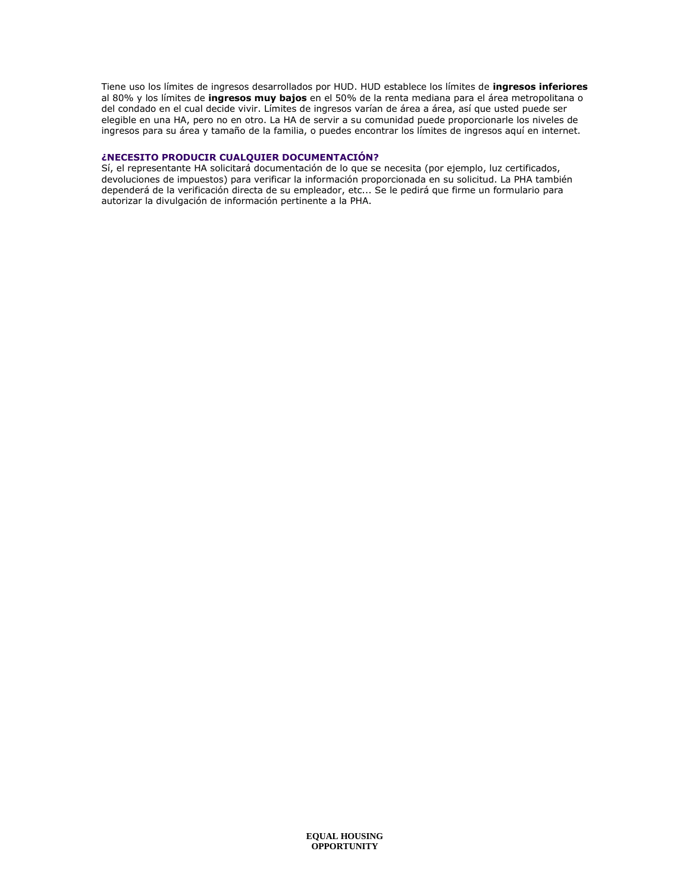Tiene uso los límites de ingresos desarrollados por HUD. HUD establece los límites de **ingresos inferiores** al 80% y los límites de **ingresos muy bajos** en el 50% de la renta mediana para el área metropolitana o del condado en el cual decide vivir. Límites de ingresos varían de área a área, así que usted puede ser elegible en una HA, pero no en otro. La HA de servir a su comunidad puede proporcionarle los niveles de ingresos para su área y tamaño de la familia, o puedes encontrar los límites de ingresos aquí en internet.

### ¿NECESITO PRODUCIR CUALQUIER DOCUMENTACIÓN?

Sí, el representante HA solicitará documentación de lo que se necesita (por ejemplo, luz certificados, devoluciones de impuestos) para verificar la información proporcionada en su solicitud. La PHA también dependerá de la verificación directa de su empleador, etc... Se le pedirá que firme un formulario para autorizar la divulgación de información pertinente a la PHA.

**EQUAL HOUSING OPPORTUNITY**